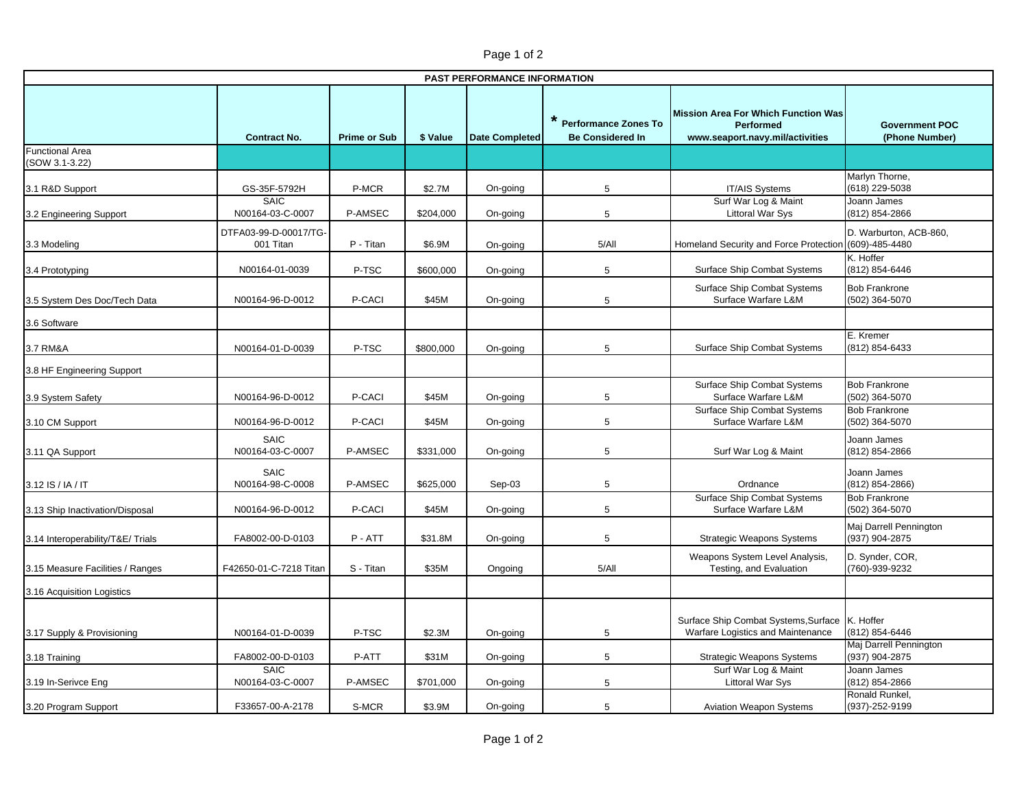| PAST PERFORMANCE INFORMATION | | | | | | | |
|---|---|---|---|---|---|---|---|
| | Contract No. | Prime or Sub | $ Value | Date Completed | * Performance Zones To Be Considered In | Mission Area For Which Function Was Performed www.seaport.navy.mil/activities | Government POC (Phone Number) |
| Functional Area (SOW 3.1-3.22) | | | | | | | |
| 3.1 R&D Support | GS-35F-5792H | P-MCR | $2.7M | On-going | 5 | IT/AIS Systems | Marlyn Thorne, (618) 229-5038 |
| 3.2 Engineering Support | SAIC N00164-03-C-0007 | P-AMSEC | $204,000 | On-going | 5 | Surf War Log & Maint Littoral War Sys | Joann James (812) 854-2866 |
| 3.3 Modeling | DTFA03-99-D-00017/TG-001 Titan | P - Titan | $6.9M | On-going | 5/All | Homeland Security and Force Protection | D. Warburton, ACB-860, (609)-485-4480 |
| 3.4 Prototyping | N00164-01-0039 | P-TSC | $600,000 | On-going | 5 | Surface Ship Combat Systems | K. Hoffer (812) 854-6446 |
| 3.5 System Des Doc/Tech Data | N00164-96-D-0012 | P-CACI | $45M | On-going | 5 | Surface Ship Combat Systems Surface Warfare L&M | Bob Frankrone (502) 364-5070 |
| 3.6 Software | | | | | | | |
| 3.7 RM&A | N00164-01-D-0039 | P-TSC | $800,000 | On-going | 5 | Surface Ship Combat Systems | E. Kremer (812) 854-6433 |
| 3.8 HF Engineering Support | | | | | | | |
| 3.9 System Safety | N00164-96-D-0012 | P-CACI | $45M | On-going | 5 | Surface Ship Combat Systems Surface Warfare L&M | Bob Frankrone (502) 364-5070 |
| 3.10 CM Support | N00164-96-D-0012 | P-CACI | $45M | On-going | 5 | Surface Ship Combat Systems Surface Warfare L&M | Bob Frankrone (502) 364-5070 |
| 3.11 QA Support | SAIC N00164-03-C-0007 | P-AMSEC | $331,000 | On-going | 5 | Surf War Log & Maint | Joann James (812) 854-2866 |
| 3.12 IS / IA / IT | SAIC N00164-98-C-0008 | P-AMSEC | $625,000 | Sep-03 | 5 | Ordnance | Joann James (812) 854-2866) |
| 3.13 Ship Inactivation/Disposal | N00164-96-D-0012 | P-CACI | $45M | On-going | 5 | Surface Ship Combat Systems Surface Warfare L&M | Bob Frankrone (502) 364-5070 |
| 3.14 Interoperability/T&E/ Trials | FA8002-00-D-0103 | P - ATT | $31.8M | On-going | 5 | Strategic Weapons Systems | Maj Darrell Pennington (937) 904-2875 |
| 3.15 Measure Facilities / Ranges | F42650-01-C-7218 Titan | S - Titan | $35M | Ongoing | 5/All | Weapons System Level Analysis, Testing, and Evaluation | D. Synder, COR, (760)-939-9232 |
| 3.16 Acquisition Logistics | | | | | | | |
| 3.17 Supply & Provisioning | N00164-01-D-0039 | P-TSC | $2.3M | On-going | 5 | Surface Ship Combat Systems,Surface Warfare Logistics and Maintenance | K. Hoffer (812) 854-6446 |
| 3.18 Training | FA8002-00-D-0103 | P-ATT | $31M | On-going | 5 | Strategic Weapons Systems | Maj Darrell Pennington (937) 904-2875 |
| 3.19 In-Serivce Eng | SAIC N00164-03-C-0007 | P-AMSEC | $701,000 | On-going | 5 | Surf War Log & Maint Littoral War Sys | Joann James (812) 854-2866 |
| 3.20 Program Support | F33657-00-A-2178 | S-MCR | $3.9M | On-going | 5 | Aviation Weapon Systems | Ronald Runkel, (937)-252-9199 |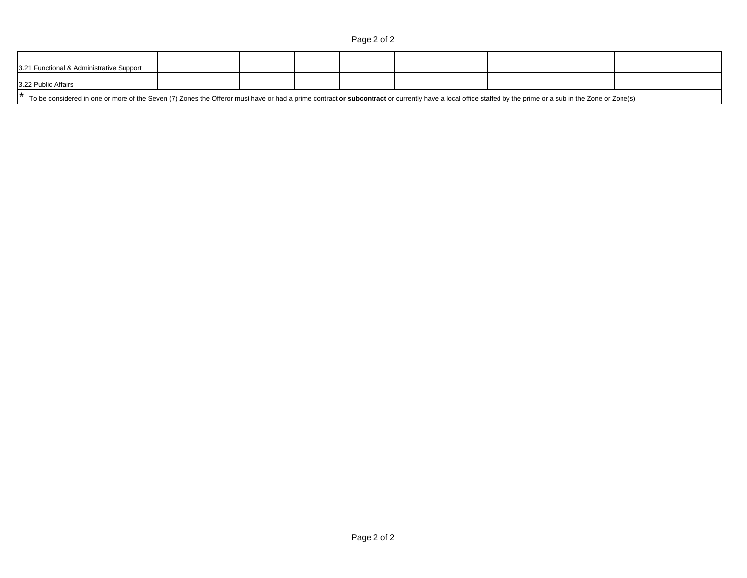| | | | | | | | |
|---|---|---|---|---|---|---|---|
| 3.21 Functional & Administrative Support | | | | | | | |
| 3.22 Public Affairs | | | | | | | |

* To be considered in one or more of the Seven (7) Zones the Offeror must have or had a prime contract **or subcontract** or currently have a local office staffed by the prime or a sub in the Zone or Zone(s)